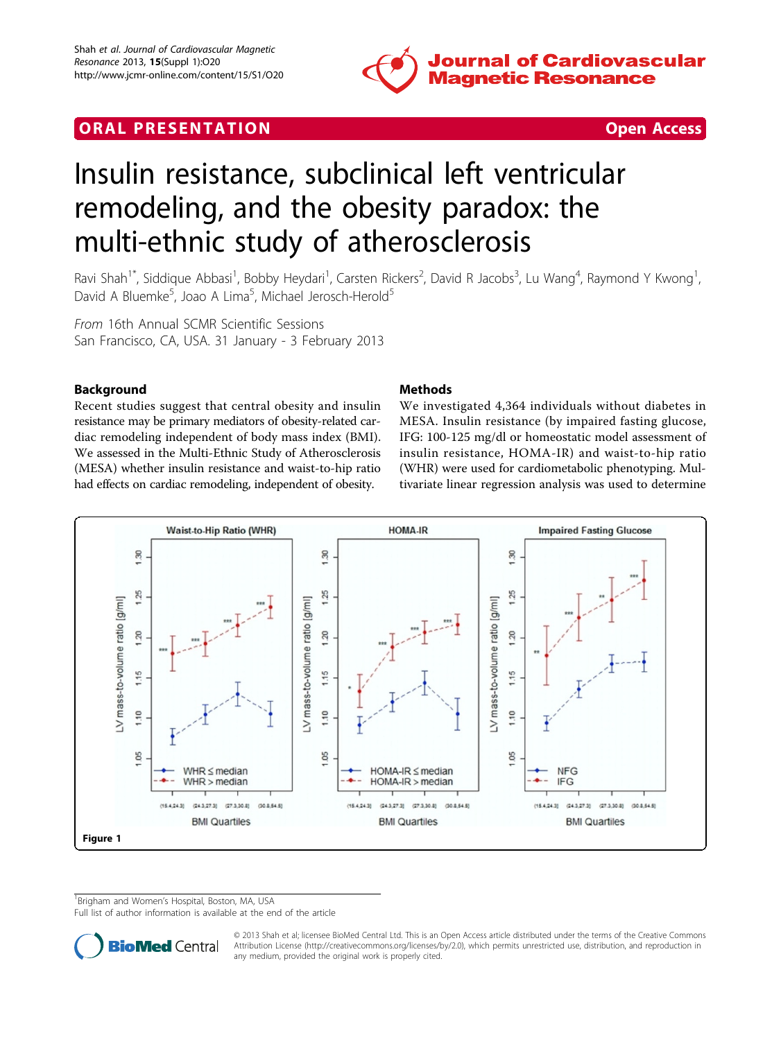## ORAL PRESENTATION

# Insulin resistance, subclinical left ventricular remodeling, and the obesity paradox: the multi-ethnic study of atherosclerosis

Ravi Shah[1*], Siddique Abbasi[1], Bobby Heydari[1], Carsten Rickers[2], David R Jacobs[3], Lu Wang[4], Raymond Y Kwong[1], David A Bluemke[5], Joao A Lima[5], Michael Jerosch-Herold[5]

*From* 16th Annual SCMR Scientific Sessions
San Francisco, CA, USA. 31 January - 3 February 2013

## Background

Recent studies suggest that central obesity and insulin resistance may be primary mediators of obesity-related cardiac remodeling independent of body mass index (BMI). We assessed in the Multi-Ethnic Study of Atherosclerosis (MESA) whether insulin resistance and waist-to-hip ratio had effects on cardiac remodeling, independent of obesity.

## Methods

We investigated 4,364 individuals without diabetes in MESA. Insulin resistance (by impaired fasting glucose, IFG: 100-125 mg/dl or homeostatic model assessment of insulin resistance, HOMA-IR) and waist-to-hip ratio (WHR) were used for cardiometabolic phenotyping. Multivariate linear regression analysis was used to determine

Figure 1

[1]Brigham and Women's Hospital, Boston, MA, USA
Full list of author information is available at the end of the article

© 2013 Shah et al; licensee BioMed Central Ltd. This is an Open Access article distributed under the terms of the Creative Commons Attribution License (http://creativecommons.org/licenses/by/2.0), which permits unrestricted use, distribution, and reproduction in any medium, provided the original work is properly cited.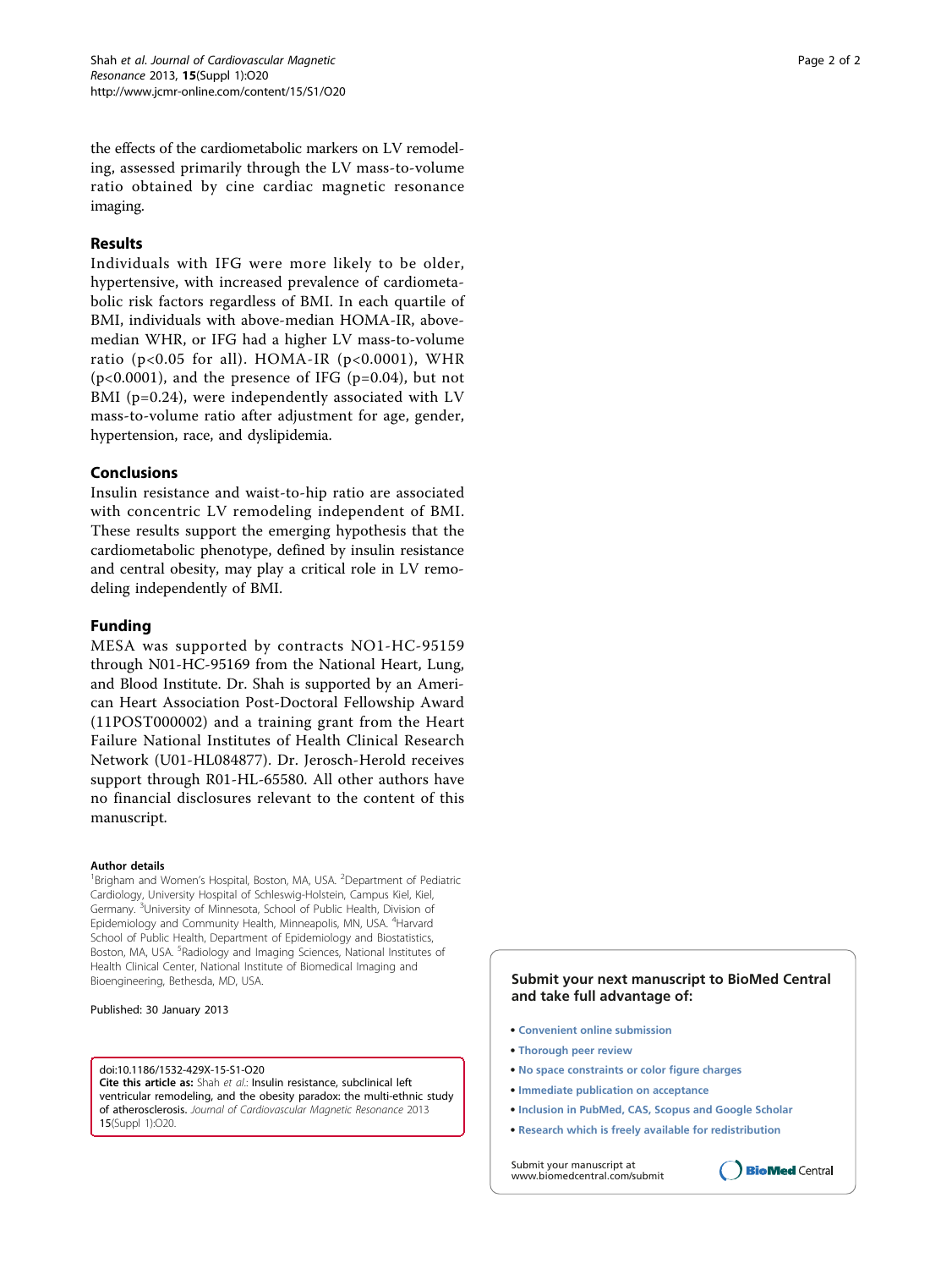the effects of the cardiometabolic markers on LV remodeling, assessed primarily through the LV mass-to-volume ratio obtained by cine cardiac magnetic resonance imaging.

## Results

Individuals with IFG were more likely to be older, hypertensive, with increased prevalence of cardiometabolic risk factors regardless of BMI. In each quartile of BMI, individuals with above-median HOMA-IR, above-median WHR, or IFG had a higher LV mass-to-volume ratio ($p<0.05$ for all). HOMA-IR ($p<0.0001$), WHR ($p<0.0001$), and the presence of IFG ($p=0.04$), but not BMI ($p=0.24$), were independently associated with LV mass-to-volume ratio after adjustment for age, gender, hypertension, race, and dyslipidemia.

## Conclusions

Insulin resistance and waist-to-hip ratio are associated with concentric LV remodeling independent of BMI. These results support the emerging hypothesis that the cardiometabolic phenotype, defined by insulin resistance and central obesity, may play a critical role in LV remodeling independently of BMI.

## Funding

MESA was supported by contracts NO1-HC-95159 through N01-HC-95169 from the National Heart, Lung, and Blood Institute. Dr. Shah is supported by an American Heart Association Post-Doctoral Fellowship Award (11POST000002) and a training grant from the Heart Failure National Institutes of Health Clinical Research Network (U01-HL084877). Dr. Jerosch-Herold receives support through R01-HL-65580. All other authors have no financial disclosures relevant to the content of this manuscript.

#### Author details

[1]Brigham and Women's Hospital, Boston, MA, USA. [2]Department of Pediatric Cardiology, University Hospital of Schleswig-Holstein, Campus Kiel, Kiel, Germany. [3]University of Minnesota, School of Public Health, Division of Epidemiology and Community Health, Minneapolis, MN, USA. [4]Harvard School of Public Health, Department of Epidemiology and Biostatistics, Boston, MA, USA. [5]Radiology and Imaging Sciences, National Institutes of Health Clinical Center, National Institute of Biomedical Imaging and Bioengineering, Bethesda, MD, USA.

Published: 30 January 2013

doi:10.1186/1532-429X-15-S1-O20
**Cite this article as:** Shah *et al.*: Insulin resistance, subclinical left ventricular remodeling, and the obesity paradox: the multi-ethnic study of atherosclerosis. *Journal of Cardiovascular Magnetic Resonance* 2013 **15**(Suppl 1):O20.

**Submit your next manuscript to BioMed Central and take full advantage of:**

- Convenient online submission
- Thorough peer review
- No space constraints or color figure charges
- Immediate publication on acceptance
- Inclusion in PubMed, CAS, Scopus and Google Scholar
- Research which is freely available for redistribution

Submit your manuscript at www.biomedcentral.com/submit

BioMed Central